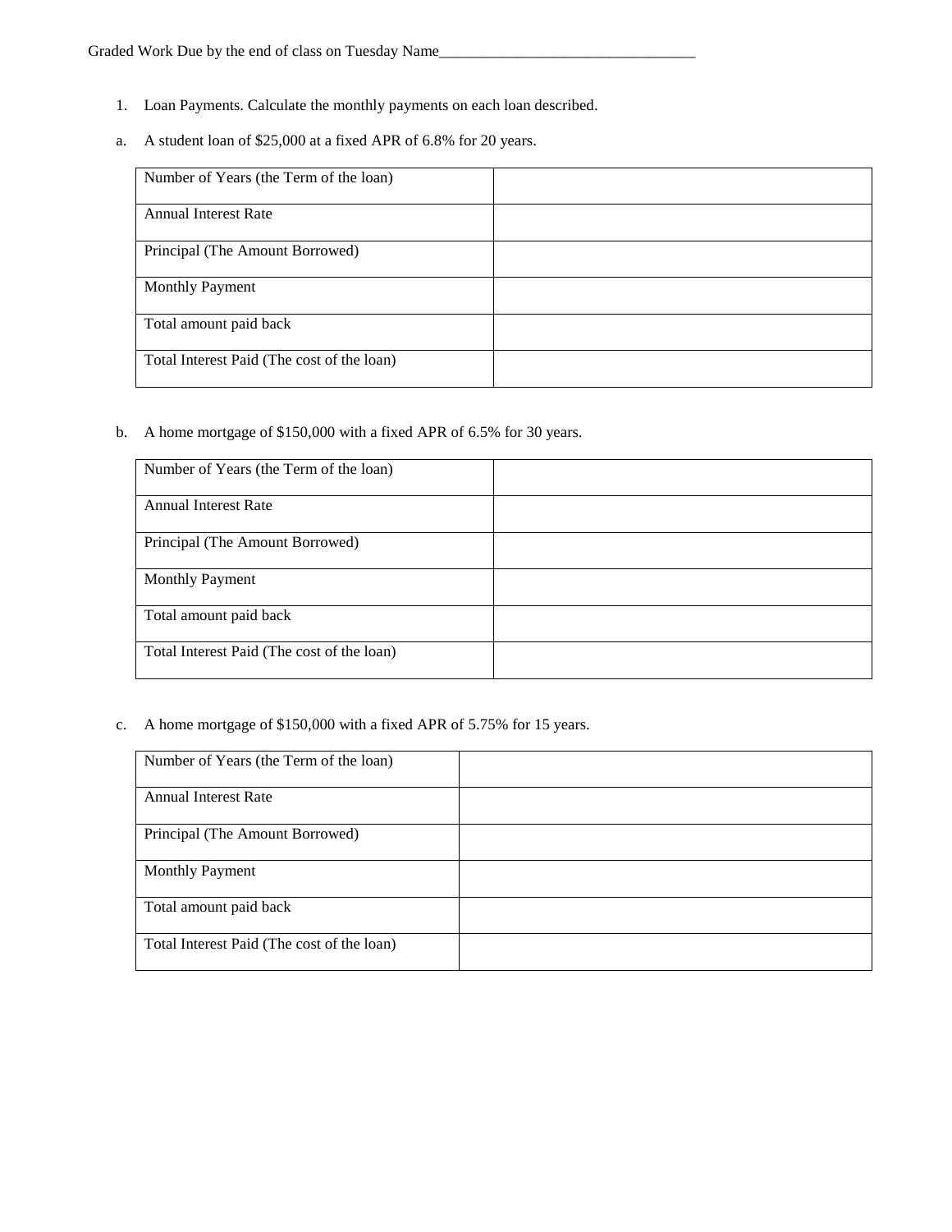Graded Work Due by the end of class on Tuesday Name_________________________________

1. Loan Payments. Calculate the monthly payments on each loan described.

a. A student loan of $25,000 at a fixed APR of 6.8% for 20 years.

| | |
|---|---|
| Number of Years (the Term of the loan) | |
| Annual Interest Rate | |
| Principal (The Amount Borrowed) | |
| Monthly Payment | |
| Total amount paid back | |
| Total Interest Paid (The cost of the loan) | |

b. A home mortgage of $150,000 with a fixed APR of 6.5% for 30 years.

| | |
|---|---|
| Number of Years (the Term of the loan) | |
| Annual Interest Rate | |
| Principal (The Amount Borrowed) | |
| Monthly Payment | |
| Total amount paid back | |
| Total Interest Paid (The cost of the loan) | |

c. A home mortgage of $150,000 with a fixed APR of 5.75% for 15 years.

| | |
|---|---|
| Number of Years (the Term of the loan) | |
| Annual Interest Rate | |
| Principal (The Amount Borrowed) | |
| Monthly Payment | |
| Total amount paid back | |
| Total Interest Paid (The cost of the loan) | |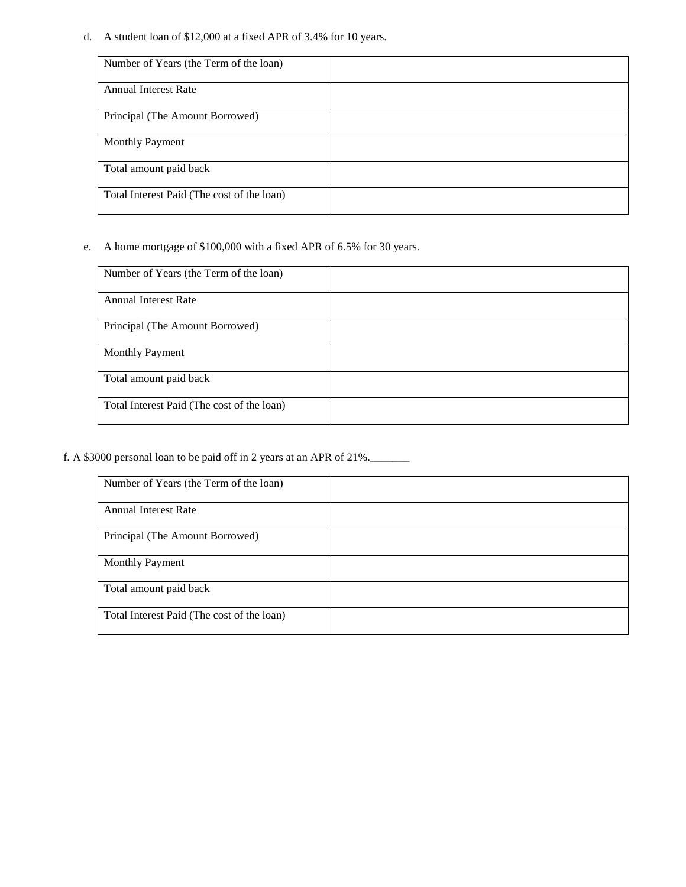d. A student loan of $12,000 at a fixed APR of 3.4% for 10 years.

| | |
|---|---|
| Number of Years (the Term of the loan) | |
| Annual Interest Rate | |
| Principal (The Amount Borrowed) | |
| Monthly Payment | |
| Total amount paid back | |
| Total Interest Paid (The cost of the loan) | |

e. A home mortgage of $100,000 with a fixed APR of 6.5% for 30 years.

| | |
|---|---|
| Number of Years (the Term of the loan) | |
| Annual Interest Rate | |
| Principal (The Amount Borrowed) | |
| Monthly Payment | |
| Total amount paid back | |
| Total Interest Paid (The cost of the loan) | |

f. A $3000 personal loan to be paid off in 2 years at an APR of 21%._______

| | |
|---|---|
| Number of Years (the Term of the loan) | |
| Annual Interest Rate | |
| Principal (The Amount Borrowed) | |
| Monthly Payment | |
| Total amount paid back | |
| Total Interest Paid (The cost of the loan) | |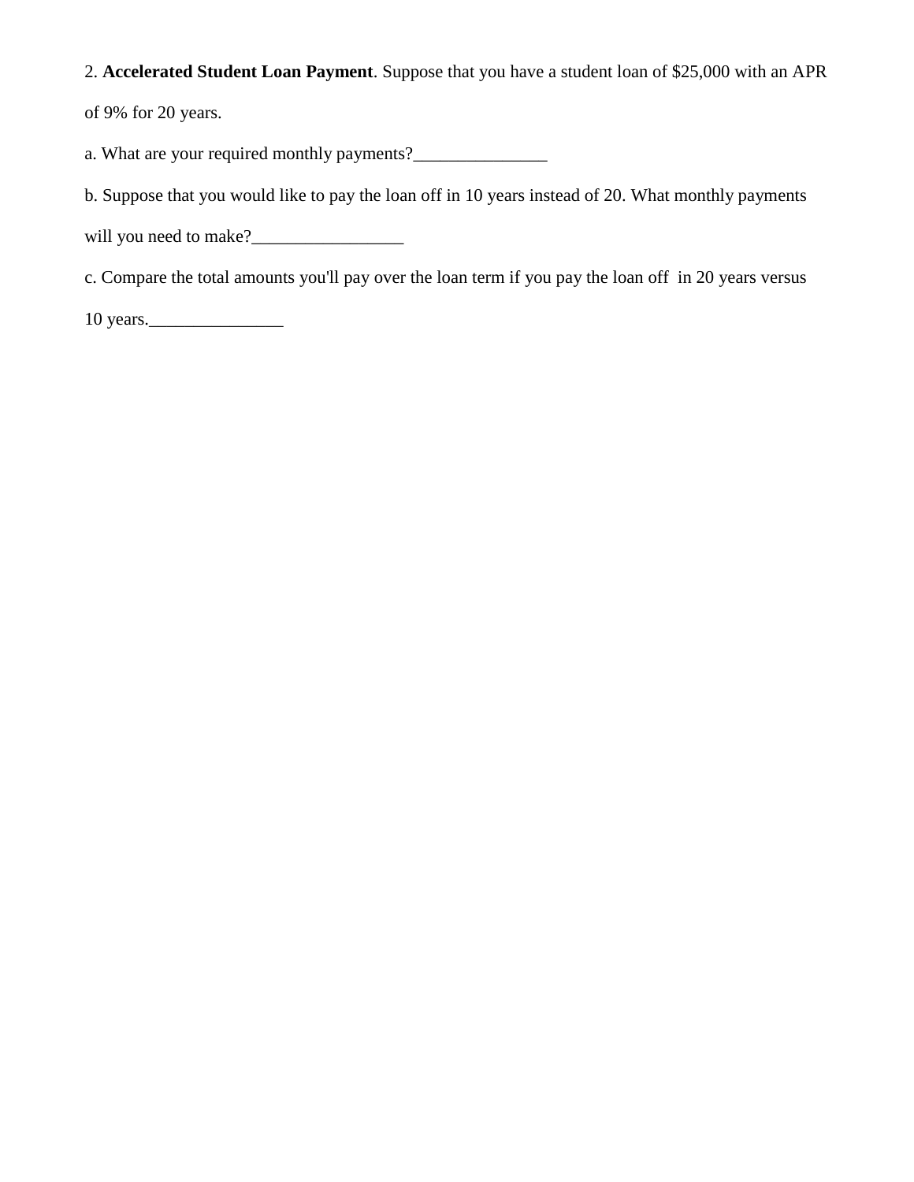2. **Accelerated Student Loan Payment**. Suppose that you have a student loan of $25,000 with an APR of 9% for 20 years.

a. What are your required monthly payments?_______________

b. Suppose that you would like to pay the loan off in 10 years instead of 20. What monthly payments will you need to make?_________________

c. Compare the total amounts you'll pay over the loan term if you pay the loan off in 20 years versus 10 years._______________